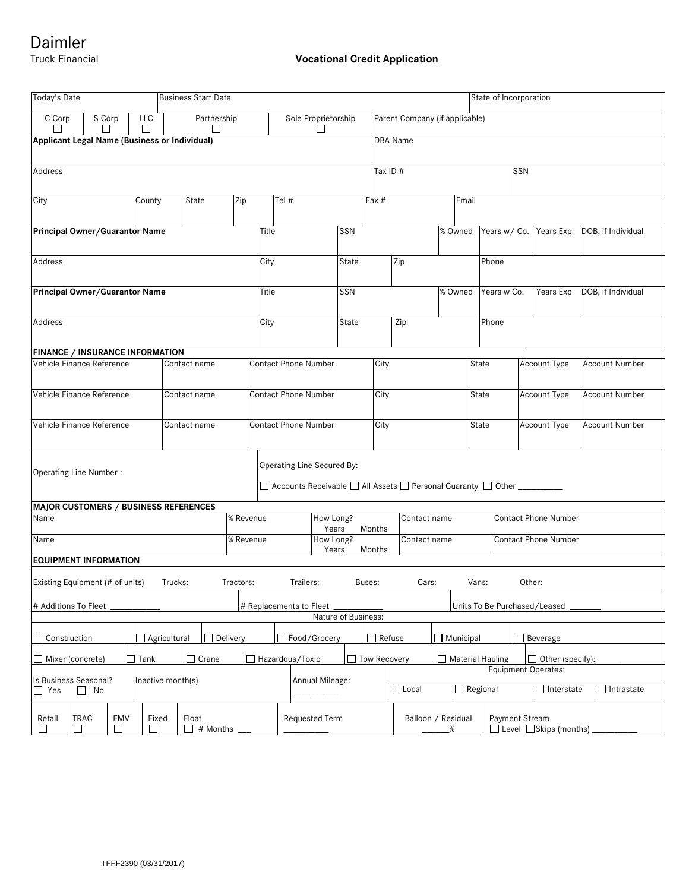# Daimler

Truck Financial

## Vocational Credit Application

| Today's Date | Business Start Date | State of Incorporation |
|---|---|---|
| | | |

| C Corp ☐ | S Corp ☐ | LLC ☐ | Partnership ☐ | Sole Proprietorship ☐ | Parent Company (if applicable) |
|---|---|---|---|---|---|

| **Applicant Legal Name (Business or Individual)** | DBA Name |
|---|---|
| | |

| Address | Tax ID # | SSN |
|---|---|---|
| | | |

| City | County | State | Zip | Tel # | Fax # | Email |
|---|---|---|---|---|---|---|
| | | | | | | |

| **Principal Owner/Guarantor Name** | Title | SSN | % Owned | Years w/ Co. | Years Exp | DOB, if Individual |
|---|---|---|---|---|---|---|
| | | | | | | |

| Address | City | State | Zip | Phone |
|---|---|---|---|---|
| | | | | |

| **Principal Owner/Guarantor Name** | Title | SSN | % Owned | Years w Co. | Years Exp | DOB, if Individual |
|---|---|---|---|---|---|---|
| | | | | | | |

| Address | City | State | Zip | Phone |
|---|---|---|---|---|
| | | | | |

**FINANCE / INSURANCE INFORMATION**

| Vehicle Finance Reference | Contact name | Contact Phone Number | City | State | Account Type | Account Number |
|---|---|---|---|---|---|---|
| Vehicle Finance Reference | Contact name | Contact Phone Number | City | State | Account Type | Account Number |
| Vehicle Finance Reference | Contact name | Contact Phone Number | City | State | Account Type | Account Number |

Operating Line Number :

Operating Line Secured By:

☐ Accounts Receivable ☐ All Assets ☐ Personal Guaranty ☐ Other __________

**MAJOR CUSTOMERS / BUSINESS REFERENCES**

| Name | % Revenue | How Long? Years Months | Contact name | Contact Phone Number |
|---|---|---|---|---|
| Name | % Revenue | How Long? Years Months | Contact name | Contact Phone Number |

**EQUIPMENT INFORMATION**

Existing Equipment (# of units) Trucks: Tractors: Trailers: Buses: Cars: Vans: Other:

# Additions To Fleet ___________ # Replacements to Fleet ___________ Units To Be Purchased/Leased _______

Nature of Business:

☐ Construction ☐ Agricultural ☐ Delivery ☐ Food/Grocery ☐ Refuse ☐ Municipal ☐ Beverage

☐ Mixer (concrete) ☐ Tank ☐ Crane ☐ Hazardous/Toxic ☐ Tow Recovery ☐ Material Hauling ☐ Other (specify): _____

Is Business Seasonal? ☐ Yes ☐ No | Inactive month(s) | Annual Mileage: __________

Equipment Operates: ☐ Local ☐ Regional ☐ Interstate ☐ Intrastate

| Retail ☐ | TRAC ☐ | FMV ☐ | Fixed ☐ | Float ☐ # Months ___ | Requested Term __________ | Balloon / Residual ______% | Payment Stream ☐ Level ☐ Skips (months) __________ |
|---|---|---|---|---|---|---|---|

TFFF2390 (03/31/2017)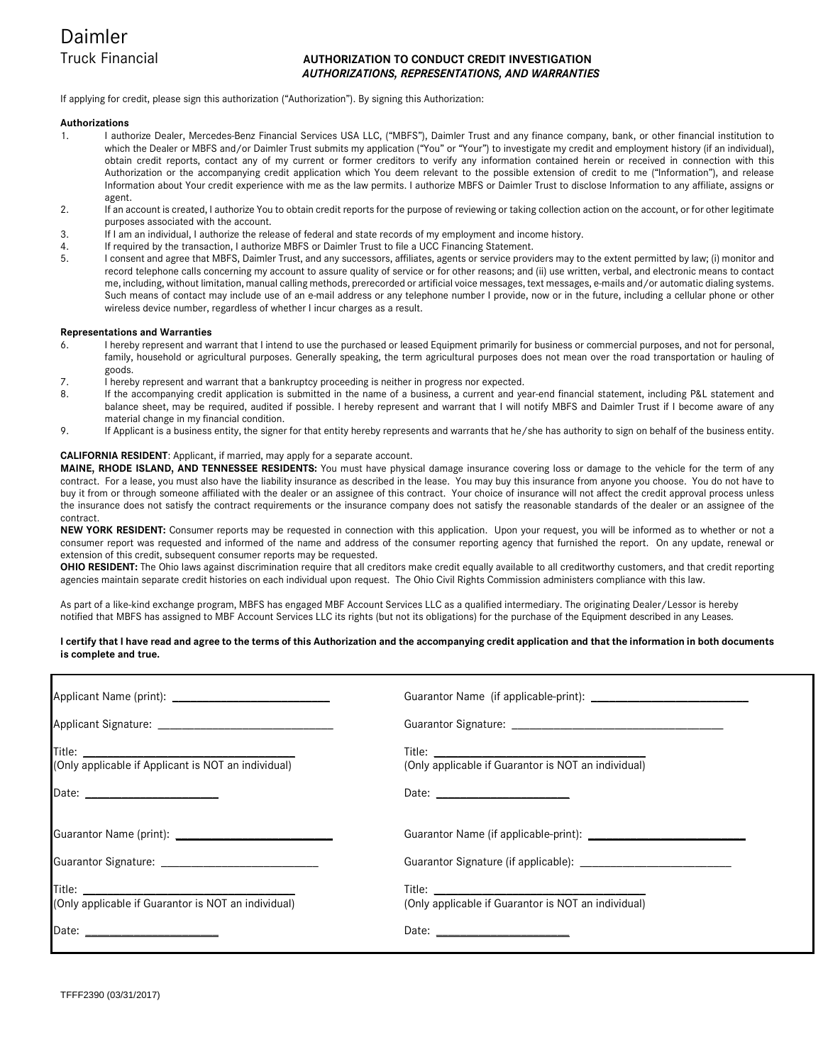# Daimler
Truck Financial

**AUTHORIZATION TO CONDUCT CREDIT INVESTIGATION**
***AUTHORIZATIONS, REPRESENTATIONS, AND WARRANTIES***

If applying for credit, please sign this authorization ("Authorization"). By signing this Authorization:

**Authorizations**

1. I authorize Dealer, Mercedes-Benz Financial Services USA LLC, ("MBFS"), Daimler Trust and any finance company, bank, or other financial institution to which the Dealer or MBFS and/or Daimler Trust submits my application ("You" or "Your") to investigate my credit and employment history (if an individual), obtain credit reports, contact any of my current or former creditors to verify any information contained herein or received in connection with this Authorization or the accompanying credit application which You deem relevant to the possible extension of credit to me ("Information"), and release Information about Your credit experience with me as the law permits. I authorize MBFS or Daimler Trust to disclose Information to any affiliate, assigns or agent.
2. If an account is created, I authorize You to obtain credit reports for the purpose of reviewing or taking collection action on the account, or for other legitimate purposes associated with the account.
3. If I am an individual, I authorize the release of federal and state records of my employment and income history.
4. If required by the transaction, I authorize MBFS or Daimler Trust to file a UCC Financing Statement.
5. I consent and agree that MBFS, Daimler Trust, and any successors, affiliates, agents or service providers may to the extent permitted by law; (i) monitor and record telephone calls concerning my account to assure quality of service or for other reasons; and (ii) use written, verbal, and electronic means to contact me, including, without limitation, manual calling methods, prerecorded or artificial voice messages, text messages, e-mails and/or automatic dialing systems. Such means of contact may include use of an e-mail address or any telephone number I provide, now or in the future, including a cellular phone or other wireless device number, regardless of whether I incur charges as a result.

**Representations and Warranties**

6. I hereby represent and warrant that I intend to use the purchased or leased Equipment primarily for business or commercial purposes, and not for personal, family, household or agricultural purposes. Generally speaking, the term agricultural purposes does not mean over the road transportation or hauling of goods.
7. I hereby represent and warrant that a bankruptcy proceeding is neither in progress nor expected.
8. If the accompanying credit application is submitted in the name of a business, a current and year-end financial statement, including P&L statement and balance sheet, may be required, audited if possible. I hereby represent and warrant that I will notify MBFS and Daimler Trust if I become aware of any material change in my financial condition.
9. If Applicant is a business entity, the signer for that entity hereby represents and warrants that he/she has authority to sign on behalf of the business entity.

**CALIFORNIA RESIDENT**: Applicant, if married, may apply for a separate account.

**MAINE, RHODE ISLAND, AND TENNESSEE RESIDENTS:** You must have physical damage insurance covering loss or damage to the vehicle for the term of any contract. For a lease, you must also have the liability insurance as described in the lease. You may buy this insurance from anyone you choose. You do not have to buy it from or through someone affiliated with the dealer or an assignee of this contract. Your choice of insurance will not affect the credit approval process unless the insurance does not satisfy the contract requirements or the insurance company does not satisfy the reasonable standards of the dealer or an assignee of the contract.

**NEW YORK RESIDENT:** Consumer reports may be requested in connection with this application. Upon your request, you will be informed as to whether or not a consumer report was requested and informed of the name and address of the consumer reporting agency that furnished the report. On any update, renewal or extension of this credit, subsequent consumer reports may be requested.

**OHIO RESIDENT:** The Ohio laws against discrimination require that all creditors make credit equally available to all creditworthy customers, and that credit reporting agencies maintain separate credit histories on each individual upon request. The Ohio Civil Rights Commission administers compliance with this law.

As part of a like-kind exchange program, MBFS has engaged MBF Account Services LLC as a qualified intermediary. The originating Dealer/Lessor is hereby notified that MBFS has assigned to MBF Account Services LLC its rights (but not its obligations) for the purchase of the Equipment described in any Leases.

**I certify that I have read and agree to the terms of this Authorization and the accompanying credit application and that the information in both documents is complete and true.**

| | |
|---|---|
| Applicant Name (print): ____________ | Guarantor Name (if applicable-print): ____________ |
| Applicant Signature: ____________ | Guarantor Signature: ____________ |
| Title: ____________ (Only applicable if Applicant is NOT an individual) | Title: ____________ (Only applicable if Guarantor is NOT an individual) |
| Date: ____________ | Date: ____________ |
| Guarantor Name (print): ____________ | Guarantor Name (if applicable-print): ____________ |
| Guarantor Signature: ____________ | Guarantor Signature (if applicable): ____________ |
| Title: ____________ (Only applicable if Guarantor is NOT an individual) | Title: ____________ (Only applicable if Guarantor is NOT an individual) |
| Date: ____________ | Date: ____________ |

TFFF2390 (03/31/2017)